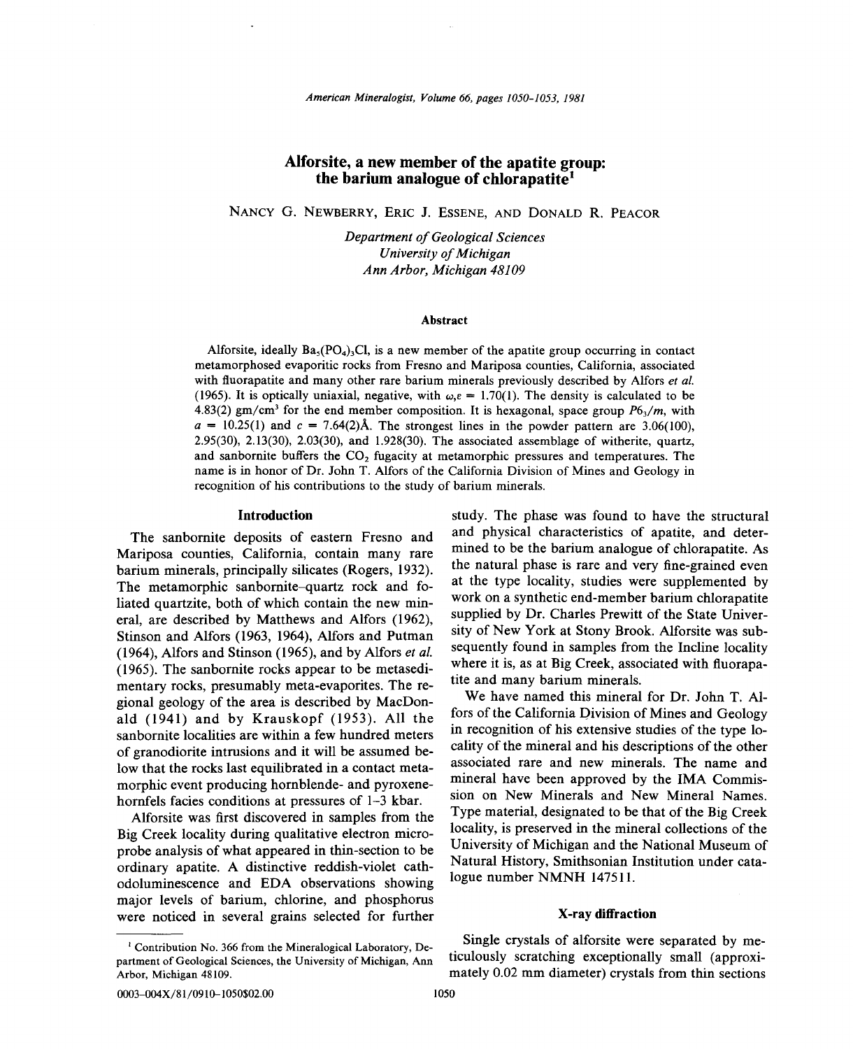# Alforsite, a new member of the apatite group: the barium analogue of chlorapatite[1]

NANCY G. NEWBERRY, ERIC J. ESSENE, AND DONALD R. PEACOR

*Department of Geological Sciences*
*University of Michigan*
*Ann Arbor, Michigan 48109*

### Abstract

Alforsite, ideally $Ba_5(PO_4)_3Cl$, is a new member of the apatite group occurring in contact metamorphosed evaporitic rocks from Fresno and Mariposa counties, California, associated with fluorapatite and many other rare barium minerals previously described by Alfors *et al.* (1965). It is optically uniaxial, negative, with $\omega,\epsilon = 1.70(1)$. The density is calculated to be 4.83(2) $gm/cm^3$ for the end member composition. It is hexagonal, space group $P6_3/m$, with $a = 10.25(1)$ and $c = 7.64(2)$Å. The strongest lines in the powder pattern are 3.06(100), 2.95(30), 2.13(30), 2.03(30), and 1.928(30). The associated assemblage of witherite, quartz, and sanbornite buffers the $CO_2$ fugacity at metamorphic pressures and temperatures. The name is in honor of Dr. John T. Alfors of the California Division of Mines and Geology in recognition of his contributions to the study of barium minerals.

## Introduction

The sanbornite deposits of eastern Fresno and Mariposa counties, California, contain many rare barium minerals, principally silicates (Rogers, 1932). The metamorphic sanbornite–quartz rock and foliated quartzite, both of which contain the new mineral, are described by Matthews and Alfors (1962), Stinson and Alfors (1963, 1964), Alfors and Putman (1964), Alfors and Stinson (1965), and by Alfors *et al.* (1965). The sanbornite rocks appear to be metasedimentary rocks, presumably meta-evaporites. The regional geology of the area is described by MacDonald (1941) and by Krauskopf (1953). All the sanbornite localities are within a few hundred meters of granodiorite intrusions and it will be assumed below that the rocks last equilibrated in a contact metamorphic event producing hornblende- and pyroxene-hornfels facies conditions at pressures of 1–3 kbar.

Alforsite was first discovered in samples from the Big Creek locality during qualitative electron microprobe analysis of what appeared in thin-section to be ordinary apatite. A distinctive reddish-violet cathodoluminescence and EDA observations showing major levels of barium, chlorine, and phosphorus were noticed in several grains selected for further study. The phase was found to have the structural and physical characteristics of apatite, and determined to be the barium analogue of chlorapatite. As the natural phase is rare and very fine-grained even at the type locality, studies were supplemented by work on a synthetic end-member barium chlorapatite supplied by Dr. Charles Prewitt of the State University of New York at Stony Brook. Alforsite was subsequently found in samples from the Incline locality where it is, as at Big Creek, associated with fluorapatite and many barium minerals.

We have named this mineral for Dr. John T. Alfors of the California Division of Mines and Geology in recognition of his extensive studies of the type locality of the mineral and his descriptions of the other associated rare and new minerals. The name and mineral have been approved by the IMA Commission on New Minerals and New Mineral Names. Type material, designated to be that of the Big Creek locality, is preserved in the mineral collections of the University of Michigan and the National Museum of Natural History, Smithsonian Institution under catalogue number NMNH 147511.

## X-ray diffraction

Single crystals of alforsite were separated by meticulously scratching exceptionally small (approximately 0.02 mm diameter) crystals from thin sections

[1] Contribution No. 366 from the Mineralogical Laboratory, Department of Geological Sciences, the University of Michigan, Ann Arbor, Michigan 48109.

0003–004X/81/0910–1050$02.00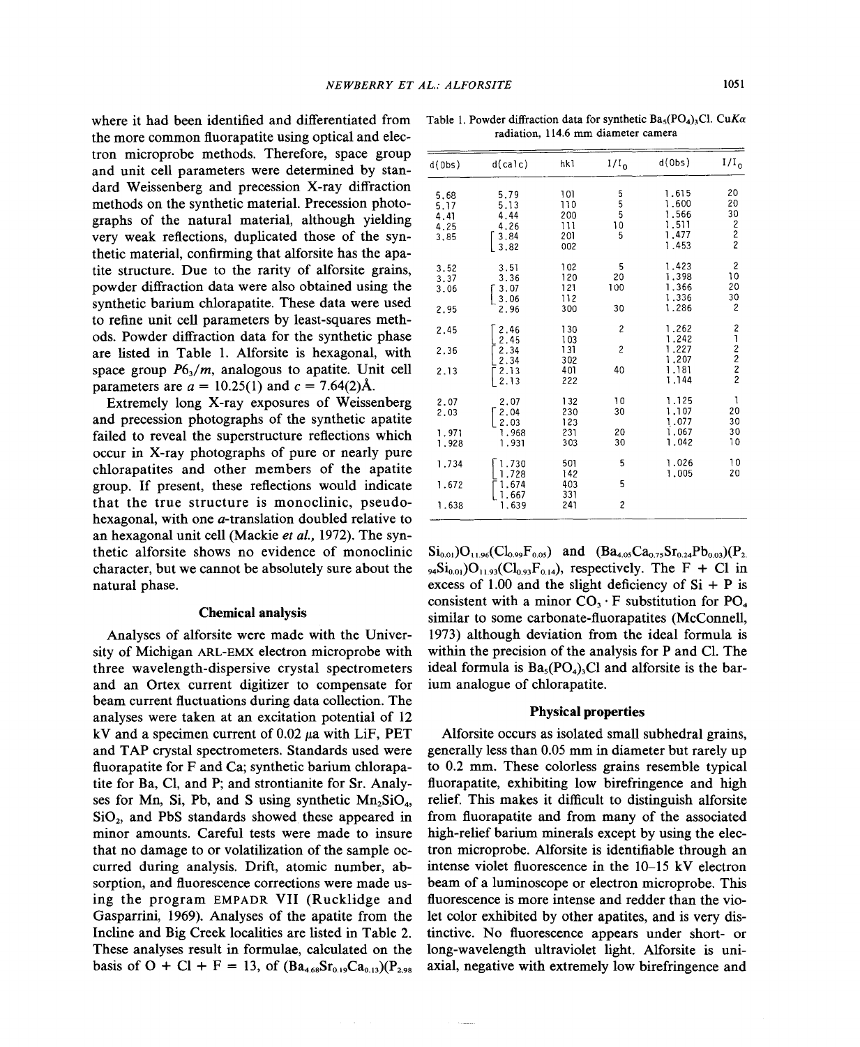where it had been identified and differentiated from the more common fluorapatite using optical and electron microprobe methods. Therefore, space group and unit cell parameters were determined by standard Weissenberg and precession X-ray diffraction methods on the synthetic material. Precession photographs of the natural material, although yielding very weak reflections, duplicated those of the synthetic material, confirming that alforsite has the apatite structure. Due to the rarity of alforsite grains, powder diffraction data were also obtained using the synthetic barium chlorapatite. These data were used to refine unit cell parameters by least-squares methods. Powder diffraction data for the synthetic phase are listed in Table 1. Alforsite is hexagonal, with space group $P6_3/m$, analogous to apatite. Unit cell parameters are $a = 10.25(1)$ and $c = 7.64(2)$Å.

Extremely long X-ray exposures of Weissenberg and precession photographs of the synthetic apatite failed to reveal the superstructure reflections which occur in X-ray photographs of pure or nearly pure chlorapatites and other members of the apatite group. If present, these reflections would indicate that the true structure is monoclinic, pseudohexagonal, with one *a*-translation doubled relative to an hexagonal unit cell (Mackie *et al.*, 1972). The synthetic alforsite shows no evidence of monoclinic character, but we cannot be absolutely sure about the natural phase.

Table 1. Powder diffraction data for synthetic $Ba_5(PO_4)_3Cl$. CuKα radiation, 114.6 mm diameter camera

| d(Obs) | d(calc) | hkl | I/I$_0$ | d(Obs) | I/I$_0$ |
|---|---|---|---|---|---|
| 5.68 | 5.79 | 101 | 5 | 1.615 | 20 |
| 5.17 | 5.13 | 110 | 5 | 1.600 | 20 |
| 4.41 | 4.44 | 200 | 5 | 1.566 | 30 |
| 4.25 | 4.26 | 111 | 10 | 1.511 | 2 |
| 3.85 | 3.84 | 201 | 5 | 1.477 | 2 |
| | 3.82 | 002 | | 1.453 | 2 |
| 3.52 | 3.51 | 102 | 5 | 1.423 | 2 |
| 3.37 | 3.36 | 120 | 20 | 1.398 | 10 |
| 3.06 | 3.07 | 121 | 100 | 1.366 | 20 |
| | 3.06 | 112 | | 1.336 | 30 |
| 2.95 | 2.96 | 300 | 30 | 1.286 | 2 |
| 2.45 | 2.46 | 130 | 2 | 1.262 | 2 |
| | 2.45 | 103 | | 1.242 | 1 |
| 2.36 | 2.34 | 131 | 2 | 1.227 | 2 |
| | 2.34 | 302 | | 1.207 | 2 |
| 2.13 | 2.13 | 401 | 40 | 1.181 | 2 |
| | 2.13 | 222 | | 1.144 | 2 |
| 2.07 | 2.07 | 132 | 10 | 1.125 | 1 |
| 2.03 | 2.04 | 230 | 30 | 1.107 | 20 |
| | 2.03 | 123 | | 1.077 | 30 |
| 1.971 | 1.968 | 231 | 20 | 1.067 | 30 |
| 1.928 | 1.931 | 303 | 30 | 1.042 | 10 |
| 1.734 | 1.730 | 501 | 5 | 1.026 | 10 |
| | 1.728 | 142 | | 1.005 | 20 |
| 1.672 | 1.674 | 403 | 5 | | |
| | 1.667 | 331 | | | |
| 1.638 | 1.639 | 241 | 2 | | |

## Chemical analysis

Analyses of alforsite were made with the University of Michigan ARL-EMX electron microprobe with three wavelength-dispersive crystal spectrometers and an Ortex current digitizer to compensate for beam current fluctuations during data collection. The analyses were taken at an excitation potential of 12 kV and a specimen current of 0.02 μa with LiF, PET and TAP crystal spectrometers. Standards used were fluorapatite for F and Ca; synthetic barium chlorapatite for Ba, Cl, and P; and strontianite for Sr. Analyses for Mn, Si, Pb, and S using synthetic $Mn_2SiO_4$, $SiO_2$, and PbS standards showed these appeared in minor amounts. Careful tests were made to insure that no damage to or volatilization of the sample occurred during analysis. Drift, atomic number, absorption, and fluorescence corrections were made using the program EMPADR VII (Rucklidge and Gasparrini, 1969). Analyses of the apatite from the Incline and Big Creek localities are listed in Table 2. These analyses result in formulae, calculated on the basis of O + Cl + F = 13, of $(Ba_{4.68}Sr_{0.19}Ca_{0.13})(P_{2.98}Si_{0.01})O_{11.96}(Cl_{0.99}F_{0.05})$ and $(Ba_{4.05}Ca_{0.75}Sr_{0.24}Pb_{0.03})(P_{2.94}Si_{0.01})O_{11.93}(Cl_{0.93}F_{0.14})$, respectively. The F + Cl in excess of 1.00 and the slight deficiency of Si + P is consistent with a minor $CO_3 \cdot F$ substitution for $PO_4$ similar to some carbonate-fluorapatites (McConnell, 1973) although deviation from the ideal formula is within the precision of the analysis for P and Cl. The ideal formula is $Ba_5(PO_4)_3Cl$ and alforsite is the barium analogue of chlorapatite.

## Physical properties

Alforsite occurs as isolated small subhedral grains, generally less than 0.05 mm in diameter but rarely up to 0.2 mm. These colorless grains resemble typical fluorapatite, exhibiting low birefringence and high relief. This makes it difficult to distinguish alforsite from fluorapatite and from many of the associated high-relief barium minerals except by using the electron microprobe. Alforsite is identifiable through an intense violet fluorescence in the 10–15 kV electron beam of a luminoscope or electron microprobe. This fluorescence is more intense and redder than the violet color exhibited by other apatites, and is very distinctive. No fluorescence appears under short- or long-wavelength ultraviolet light. Alforsite is uniaxial, negative with extremely low birefringence and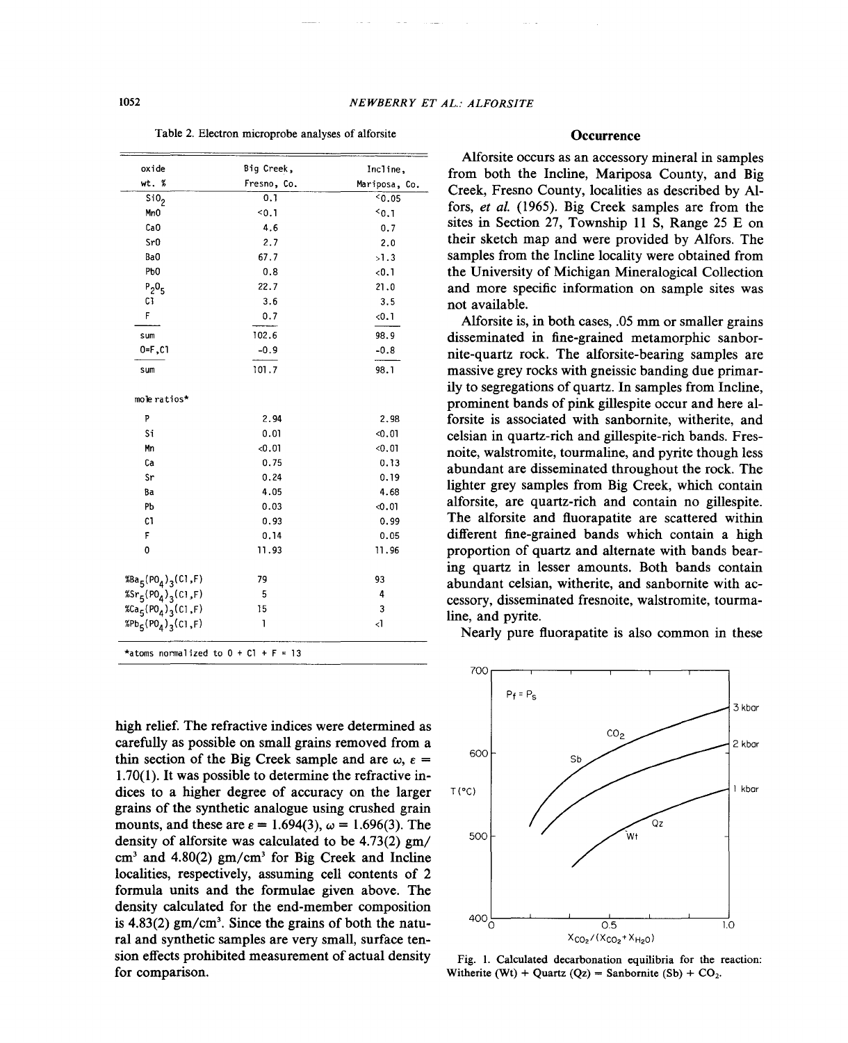Table 2. Electron microprobe analyses of alforsite

| oxide wt. % | Big Creek, Fresno, Co. | Incline, Mariposa, Co. |
|---|---|---|
| $SiO_2$ | 0.1 | <0.05 |
| MnO | <0.1 | <0.1 |
| CaO | 4.6 | 0.7 |
| SrO | 2.7 | 2.0 |
| BaO | 67.7 | >1.3 |
| PbO | 0.8 | <0.1 |
| $P_2O_5$ | 22.7 | 21.0 |
| Cl | 3.6 | 3.5 |
| F | 0.7 | <0.1 |
| sum | 102.6 | 98.9 |
| O=F,Cl | -0.9 | -0.8 |
| sum | 101.7 | 98.1 |
| mole ratios* | | |
| P | 2.94 | 2.98 |
| Si | 0.01 | <0.01 |
| Mn | <0.01 | <0.01 |
| Ca | 0.75 | 0.13 |
| Sr | 0.24 | 0.19 |
| Ba | 4.05 | 4.68 |
| Pb | 0.03 | <0.01 |
| Cl | 0.93 | 0.99 |
| F | 0.14 | 0.05 |
| O | 11.93 | 11.96 |
| %$Ba_5(PO_4)_3(Cl,F)$ | 79 | 93 |
| %$Sr_5(PO_4)_3(Cl,F)$ | 5 | 4 |
| %$Ca_5(PO_4)_3(Cl,F)$ | 15 | 3 |
| %$Pb_5(PO_4)_3(Cl,F)$ | 1 | <1 |

*atoms normalized to O + Cl + F = 13

high relief. The refractive indices were determined as carefully as possible on small grains removed from a thin section of the Big Creek sample and are $\omega$, $\varepsilon$ = 1.70(1). It was possible to determine the refractive indices to a higher degree of accuracy on the larger grains of the synthetic analogue using crushed grain mounts, and these are $\varepsilon$ = 1.694(3), $\omega$ = 1.696(3). The density of alforsite was calculated to be 4.73(2) gm/$cm^3$ and 4.80(2) gm/$cm^3$ for Big Creek and Incline localities, respectively, assuming cell contents of 2 formula units and the formulae given above. The density calculated for the end-member composition is 4.83(2) gm/$cm^3$. Since the grains of both the natural and synthetic samples are very small, surface tension effects prohibited measurement of actual density for comparison.

## Occurrence

Alforsite occurs as an accessory mineral in samples from both the Incline, Mariposa County, and Big Creek, Fresno County, localities as described by Alfors, *et al.* (1965). Big Creek samples are from the sites in Section 27, Township 11 S, Range 25 E on their sketch map and were provided by Alfors. The samples from the Incline locality were obtained from the University of Michigan Mineralogical Collection and more specific information on sample sites was not available.

Alforsite is, in both cases, .05 mm or smaller grains disseminated in fine-grained metamorphic sanbornite-quartz rock. The alforsite-bearing samples are massive grey rocks with gneissic banding due primarily to segregations of quartz. In samples from Incline, prominent bands of pink gillespite occur and here alforsite is associated with sanbornite, witherite, and celsian in quartz-rich and gillespite-rich bands. Fresnoite, walstromite, tourmaline, and pyrite though less abundant are disseminated throughout the rock. The lighter grey samples from Big Creek, which contain alforsite, are quartz-rich and contain no gillespite. The alforsite and fluorapatite are scattered within different fine-grained bands which contain a high proportion of quartz and alternate with bands bearing quartz in lesser amounts. Both bands contain abundant celsian, witherite, and sanbornite with accessory, disseminated fresnoite, walstromite, tourmaline, and pyrite.

Nearly pure fluorapatite is also common in these

Fig. 1. Calculated decarbonation equilibria for the reaction: Witherite (Wt) + Quartz (Qz) = Sanbornite (Sb) + $CO_2$.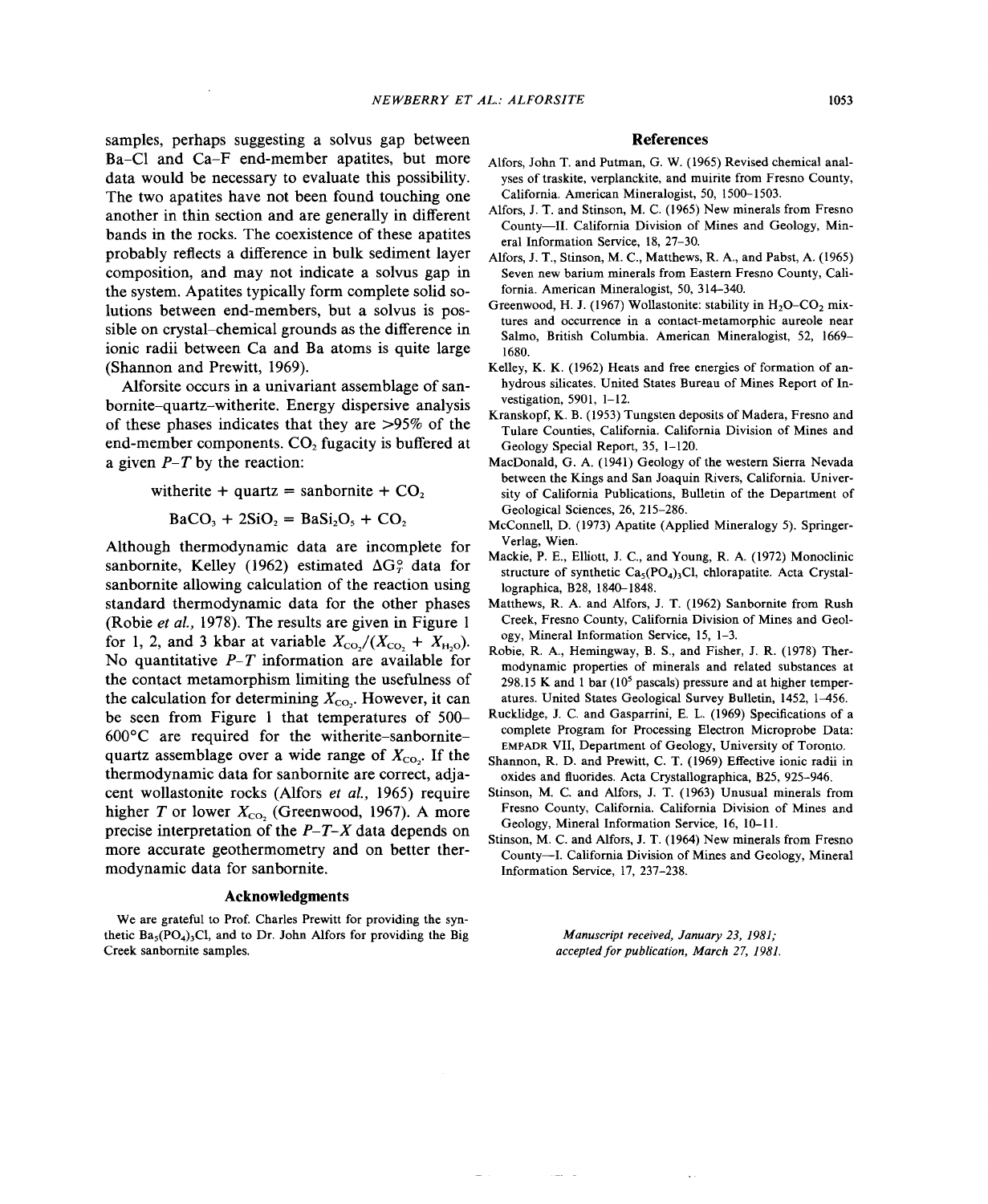samples, perhaps suggesting a solvus gap between Ba–Cl and Ca–F end-member apatites, but more data would be necessary to evaluate this possibility. The two apatites have not been found touching one another in thin section and are generally in different bands in the rocks. The coexistence of these apatites probably reflects a difference in bulk sediment layer composition, and may not indicate a solvus gap in the system. Apatites typically form complete solid solutions between end-members, but a solvus is possible on crystal–chemical grounds as the difference in ionic radii between Ca and Ba atoms is quite large (Shannon and Prewitt, 1969).

Alforsite occurs in a univariant assemblage of sanbornite–quartz–witherite. Energy dispersive analysis of these phases indicates that they are >95% of the end-member components. $CO_2$ fugacity is buffered at a given $P$–$T$ by the reaction:

$$\text{witherite} + \text{quartz} = \text{sanbornite} + CO_2$$

$$BaCO_3 + 2SiO_2 = BaSi_2O_5 + CO_2$$

Although thermodynamic data are incomplete for sanbornite, Kelley (1962) estimated $\Delta G^\circ_T$ data for sanbornite allowing calculation of the reaction using standard thermodynamic data for the other phases (Robie *et al.,* 1978). The results are given in Figure 1 for 1, 2, and 3 kbar at variable $X_{CO_2}/(X_{CO_2} + X_{H_2O})$. No quantitative $P$–$T$ information are available for the contact metamorphism limiting the usefulness of the calculation for determining $X_{CO_2}$. However, it can be seen from Figure 1 that temperatures of 500–600°C are required for the witherite–sanbornite–quartz assemblage over a wide range of $X_{CO_2}$. If the thermodynamic data for sanbornite are correct, adjacent wollastonite rocks (Alfors *et al.,* 1965) require higher $T$ or lower $X_{CO_2}$ (Greenwood, 1967). A more precise interpretation of the $P$–$T$–$X$ data depends on more accurate geothermometry and on better thermodynamic data for sanbornite.

## Acknowledgments

We are grateful to Prof. Charles Prewitt for providing the synthetic $Ba_5(PO_4)_3Cl$, and to Dr. John Alfors for providing the Big Creek sanbornite samples.

## References

Alfors, John T. and Putman, G. W. (1965) Revised chemical analyses of traskite, verplanckite, and muirite from Fresno County, California. American Mineralogist, 50, 1500–1503.

Alfors, J. T. and Stinson, M. C. (1965) New minerals from Fresno County—II. California Division of Mines and Geology, Mineral Information Service, 18, 27–30.

Alfors, J. T., Stinson, M. C., Matthews, R. A., and Pabst, A. (1965) Seven new barium minerals from Eastern Fresno County, California. American Mineralogist, 50, 314–340.

Greenwood, H. J. (1967) Wollastonite: stability in $H_2O$–$CO_2$ mixtures and occurrence in a contact-metamorphic aureole near Salmo, British Columbia. American Mineralogist, 52, 1669–1680.

Kelley, K. K. (1962) Heats and free energies of formation of anhydrous silicates. United States Bureau of Mines Report of Investigation, 5901, 1–12.

Kranskopf, K. B. (1953) Tungsten deposits of Madera, Fresno and Tulare Counties, California. California Division of Mines and Geology Special Report, 35, 1–120.

MacDonald, G. A. (1941) Geology of the western Sierra Nevada between the Kings and San Joaquin Rivers, California. University of California Publications, Bulletin of the Department of Geological Sciences, 26, 215–286.

McConnell, D. (1973) Apatite (Applied Mineralogy 5). Springer-Verlag, Wien.

Mackie, P. E., Elliott, J. C., and Young, R. A. (1972) Monoclinic structure of synthetic $Ca_5(PO_4)_3Cl$, chlorapatite. Acta Crystallographica, B28, 1840–1848.

Matthews, R. A. and Alfors, J. T. (1962) Sanbornite from Rush Creek, Fresno County, California Division of Mines and Geology, Mineral Information Service, 15, 1–3.

Robie, R. A., Hemingway, B. S., and Fisher, J. R. (1978) Thermodynamic properties of minerals and related substances at 298.15 K and 1 bar ($10^5$ pascals) pressure and at higher temperatures. United States Geological Survey Bulletin, 1452, 1–456.

Rucklidge, J. C. and Gasparrini, E. L. (1969) Specifications of a complete Program for Processing Electron Microprobe Data: EMPADR VII, Department of Geology, University of Toronto.

Shannon, R. D. and Prewitt, C. T. (1969) Effective ionic radii in oxides and fluorides. Acta Crystallographica, B25, 925–946.

Stinson, M. C. and Alfors, J. T. (1963) Unusual minerals from Fresno County, California. California Division of Mines and Geology, Mineral Information Service, 16, 10–11.

Stinson, M. C. and Alfors, J. T. (1964) New minerals from Fresno County—I. California Division of Mines and Geology, Mineral Information Service, 17, 237–238.

*Manuscript received, January 23, 1981;*
*accepted for publication, March 27, 1981.*